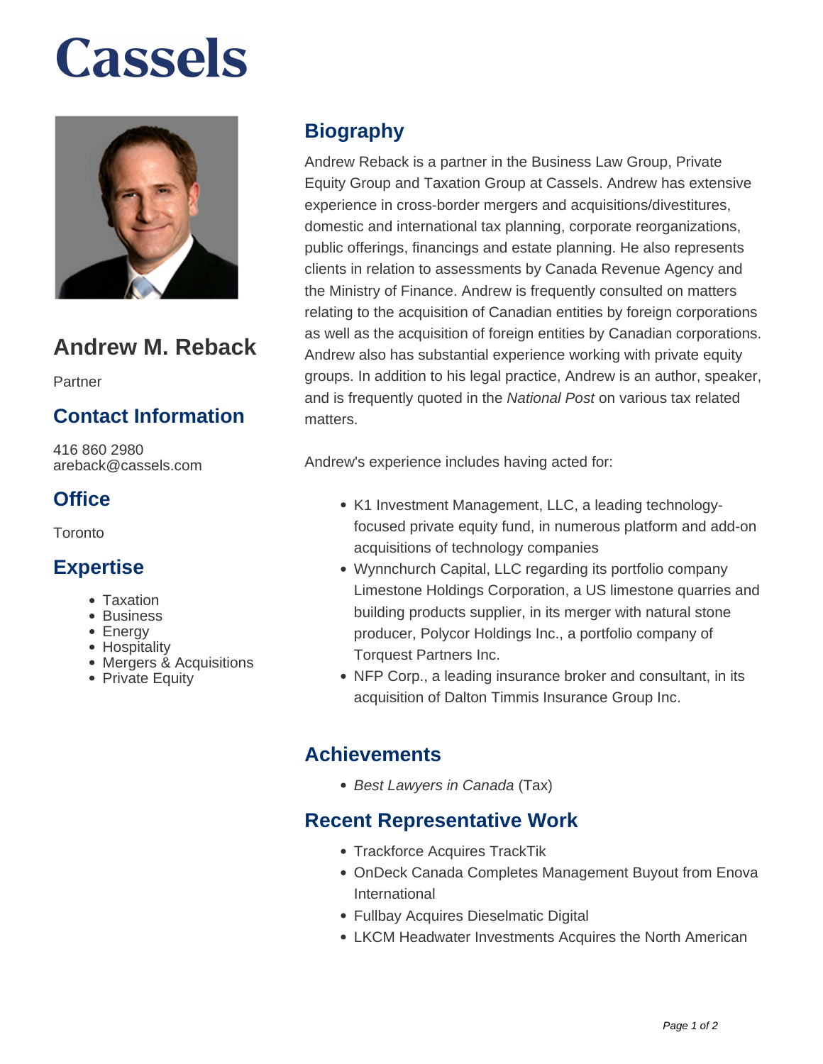# Cassels

## Andrew M. Reback

Partner

### Contact Information

416 860 2980
areback@cassels.com

### Office

Toronto

### Expertise

- Taxation
- Business
- Energy
- Hospitality
- Mergers & Acquisitions
- Private Equity

## Biography

Andrew Reback is a partner in the Business Law Group, Private Equity Group and Taxation Group at Cassels. Andrew has extensive experience in cross-border mergers and acquisitions/divestitures, domestic and international tax planning, corporate reorganizations, public offerings, financings and estate planning. He also represents clients in relation to assessments by Canada Revenue Agency and the Ministry of Finance. Andrew is frequently consulted on matters relating to the acquisition of Canadian entities by foreign corporations as well as the acquisition of foreign entities by Canadian corporations. Andrew also has substantial experience working with private equity groups. In addition to his legal practice, Andrew is an author, speaker, and is frequently quoted in the *National Post* on various tax related matters.

Andrew's experience includes having acted for:

- K1 Investment Management, LLC, a leading technology-focused private equity fund, in numerous platform and add-on acquisitions of technology companies
- Wynnchurch Capital, LLC regarding its portfolio company Limestone Holdings Corporation, a US limestone quarries and building products supplier, in its merger with natural stone producer, Polycor Holdings Inc., a portfolio company of Torquest Partners Inc.
- NFP Corp., a leading insurance broker and consultant, in its acquisition of Dalton Timmis Insurance Group Inc.

## Achievements

- *Best Lawyers in Canada* (Tax)

## Recent Representative Work

- Trackforce Acquires TrackTik
- OnDeck Canada Completes Management Buyout from Enova International
- Fullbay Acquires Dieselmatic Digital
- LKCM Headwater Investments Acquires the North American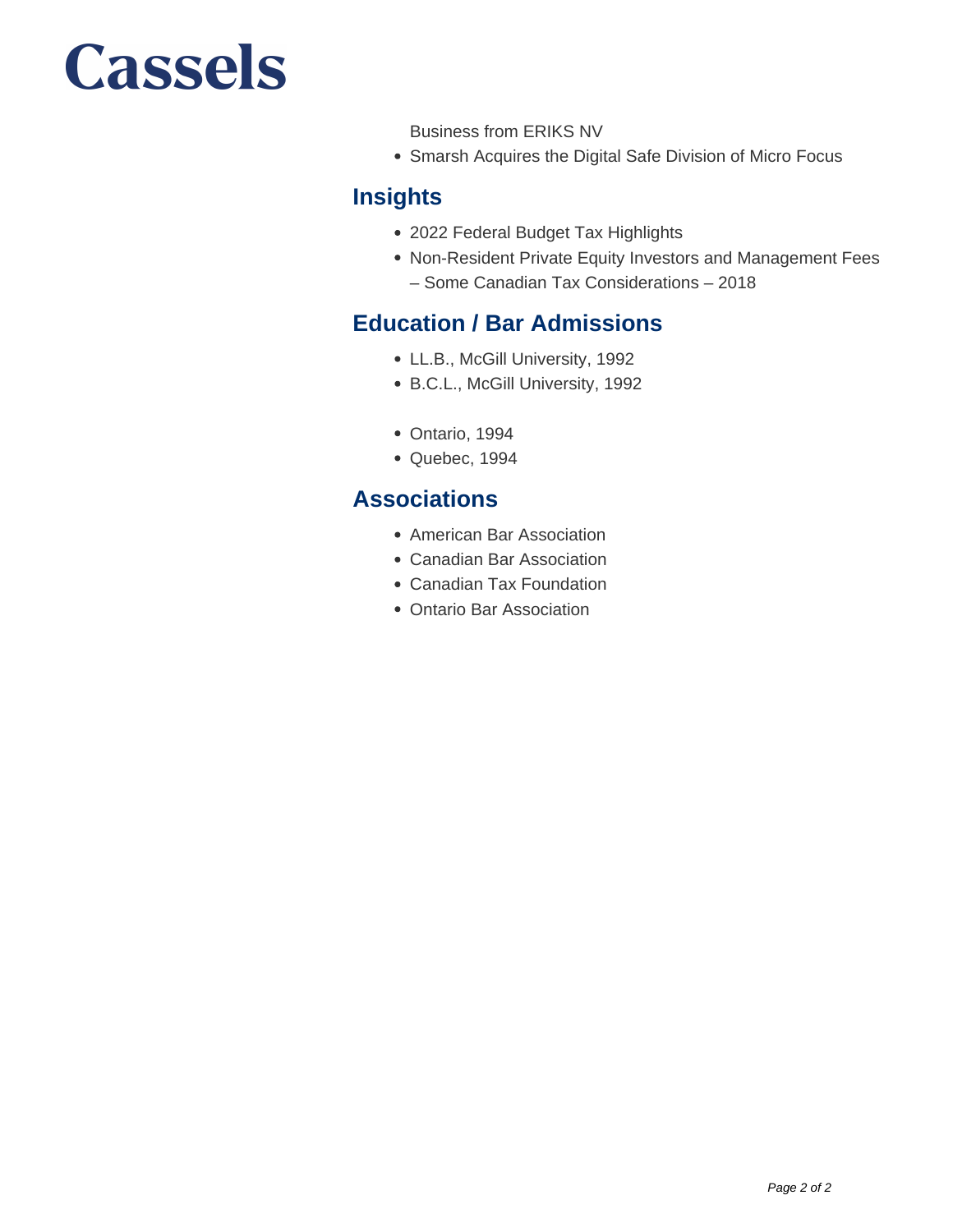Business from ERIKS NV

- Smarsh Acquires the Digital Safe Division of Micro Focus

## Insights

- 2022 Federal Budget Tax Highlights
- Non-Resident Private Equity Investors and Management Fees – Some Canadian Tax Considerations – 2018

## Education / Bar Admissions

- LL.B., McGill University, 1992
- B.C.L., McGill University, 1992

- Ontario, 1994
- Quebec, 1994

## Associations

- American Bar Association
- Canadian Bar Association
- Canadian Tax Foundation
- Ontario Bar Association